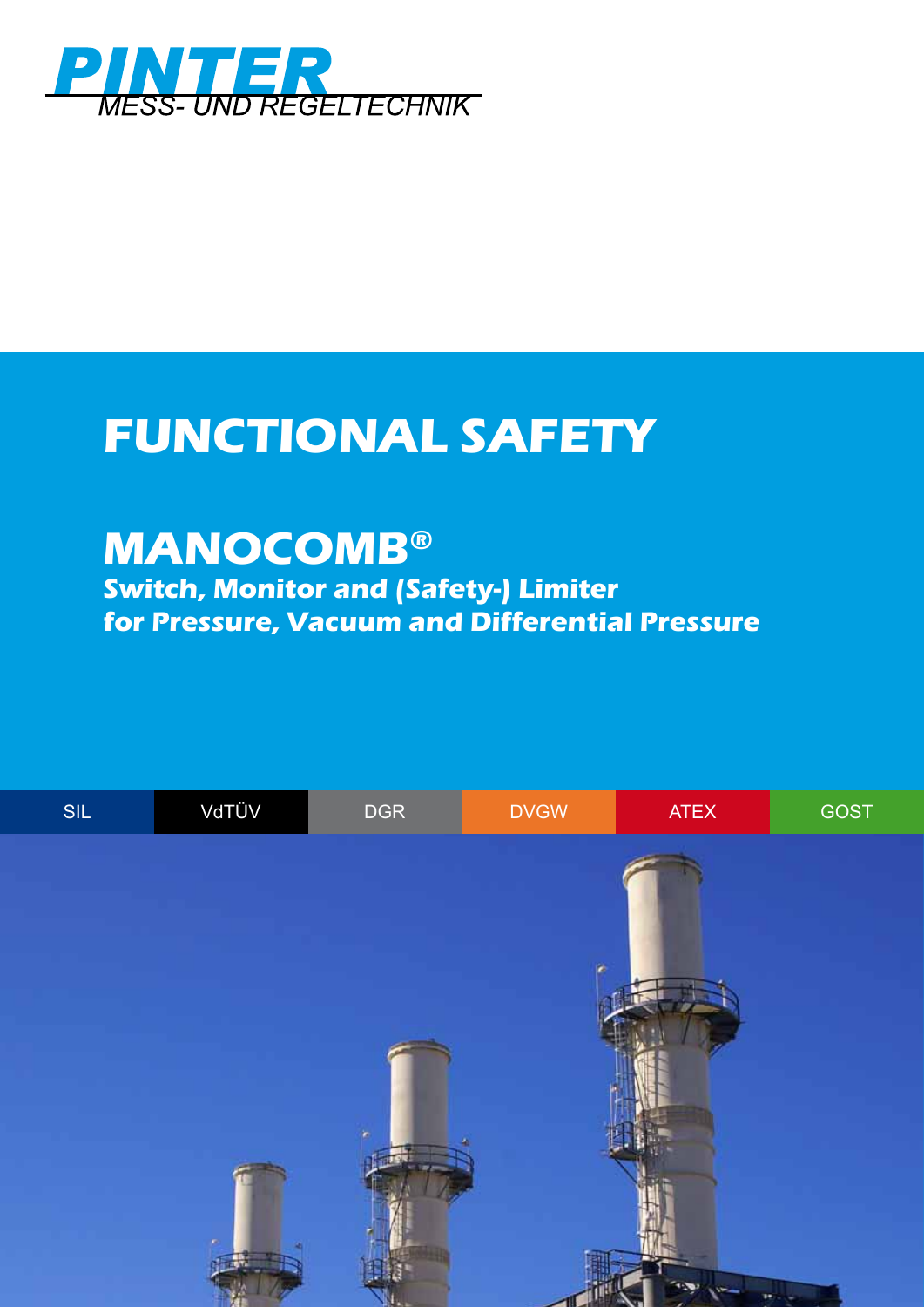**PINTER**
*MESS- UND REGELTECHNIK*

# FUNCTIONAL SAFETY

## MANOCOMB®

### Switch, Monitor and (Safety-) Limiter for Pressure, Vacuum and Differential Pressure

SIL | VdTÜV | DGR | DVGW | ATEX | GOST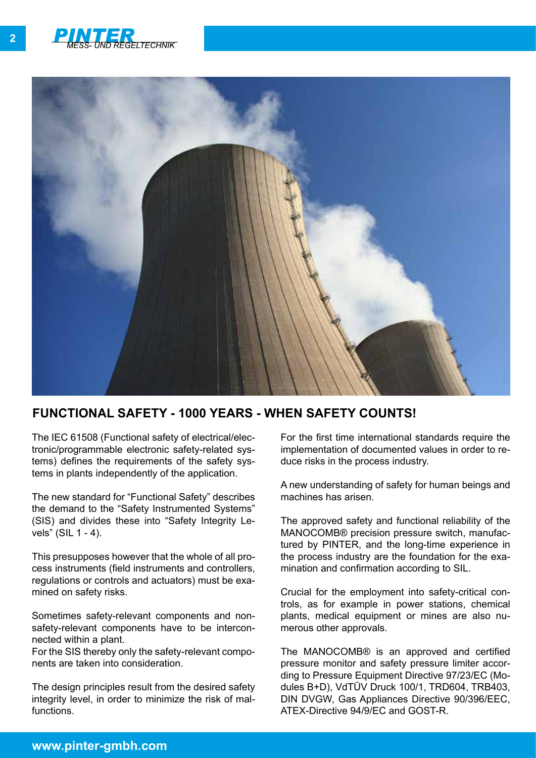## FUNCTIONAL SAFETY - 1000 YEARS - WHEN SAFETY COUNTS!

The IEC 61508 (Functional safety of electrical/electronic/programmable electronic safety-related systems) defines the requirements of the safety systems in plants independently of the application.

The new standard for "Functional Safety" describes the demand to the "Safety Instrumented Systems" (SIS) and divides these into "Safety Integrity Levels" (SIL 1 - 4).

This presupposes however that the whole of all process instruments (field instruments and controllers, regulations or controls and actuators) must be examined on safety risks.

Sometimes safety-relevant components and non-safety-relevant components have to be interconnected within a plant.
For the SIS thereby only the safety-relevant components are taken into consideration.

The design principles result from the desired safety integrity level, in order to minimize the risk of malfunctions.

For the first time international standards require the implementation of documented values in order to reduce risks in the process industry.

A new understanding of safety for human beings and machines has arisen.

The approved safety and functional reliability of the MANOCOMB® precision pressure switch, manufactured by PINTER, and the long-time experience in the process industry are the foundation for the examination and confirmation according to SIL.

Crucial for the employment into safety-critical controls, as for example in power stations, chemical plants, medical equipment or mines are also numerous other approvals.

The MANOCOMB® is an approved and certified pressure monitor and safety pressure limiter according to Pressure Equipment Directive 97/23/EC (Modules B+D), VdTÜV Druck 100/1, TRD604, TRB403, DIN DVGW, Gas Appliances Directive 90/396/EEC, ATEX-Directive 94/9/EC and GOST-R.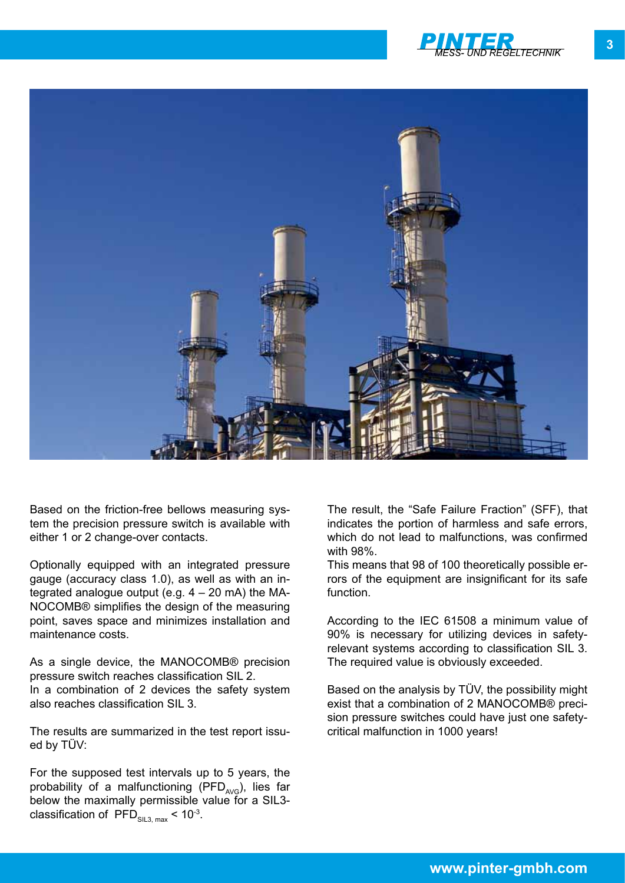Based on the friction-free bellows measuring system the precision pressure switch is available with either 1 or 2 change-over contacts.

Optionally equipped with an integrated pressure gauge (accuracy class 1.0), as well as with an integrated analogue output (e.g. 4 – 20 mA) the MANOCOMB® simplifies the design of the measuring point, saves space and minimizes installation and maintenance costs.

As a single device, the MANOCOMB® precision pressure switch reaches classification SIL 2.
In a combination of 2 devices the safety system also reaches classification SIL 3.

The results are summarized in the test report issued by TÜV:

For the supposed test intervals up to 5 years, the probability of a malfunctioning ($PFD_{AVG}$), lies far below the maximally permissible value for a SIL3-classification of $PFD_{SIL3,\ max} < 10^{-3}$.

The result, the "Safe Failure Fraction" (SFF), that indicates the portion of harmless and safe errors, which do not lead to malfunctions, was confirmed with 98%.
This means that 98 of 100 theoretically possible errors of the equipment are insignificant for its safe function.

According to the IEC 61508 a minimum value of 90% is necessary for utilizing devices in safety-relevant systems according to classification SIL 3. The required value is obviously exceeded.

Based on the analysis by TÜV, the possibility might exist that a combination of 2 MANOCOMB® precision pressure switches could have just one safety-critical malfunction in 1000 years!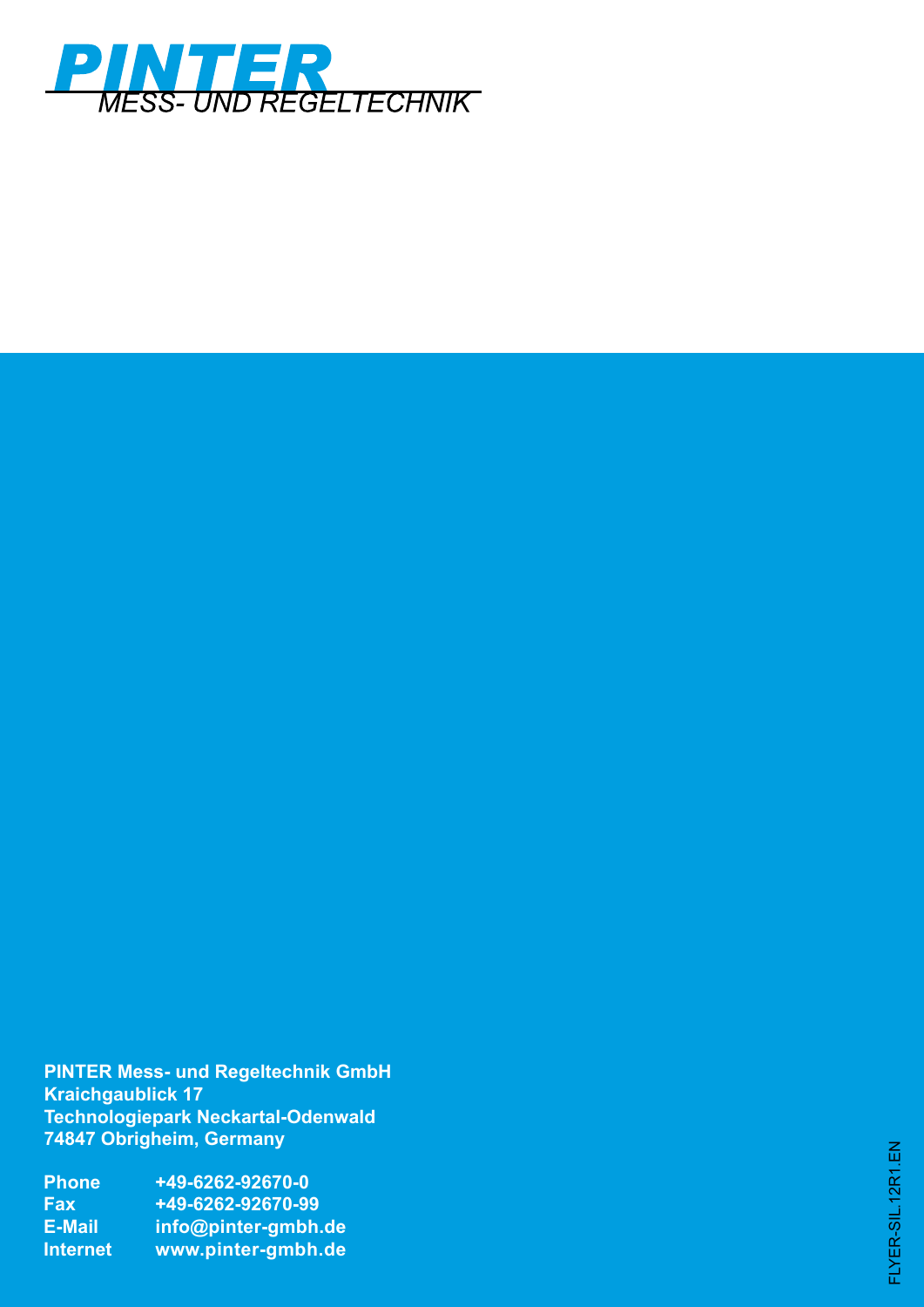**PINTER**
*MESS- UND REGELTECHNIK*

**PINTER Mess- und Regeltechnik GmbH**
**Kraichgaublick 17**
**Technologiepark Neckartal-Odenwald**
**74847 Obrigheim, Germany**

| | |
|---|---|
| **Phone** | **+49-6262-92670-0** |
| **Fax** | **+49-6262-92670-99** |
| **E-Mail** | **info@pinter-gmbh.de** |
| **Internet** | **www.pinter-gmbh.de** |

FLYER-SIL.12R1.EN